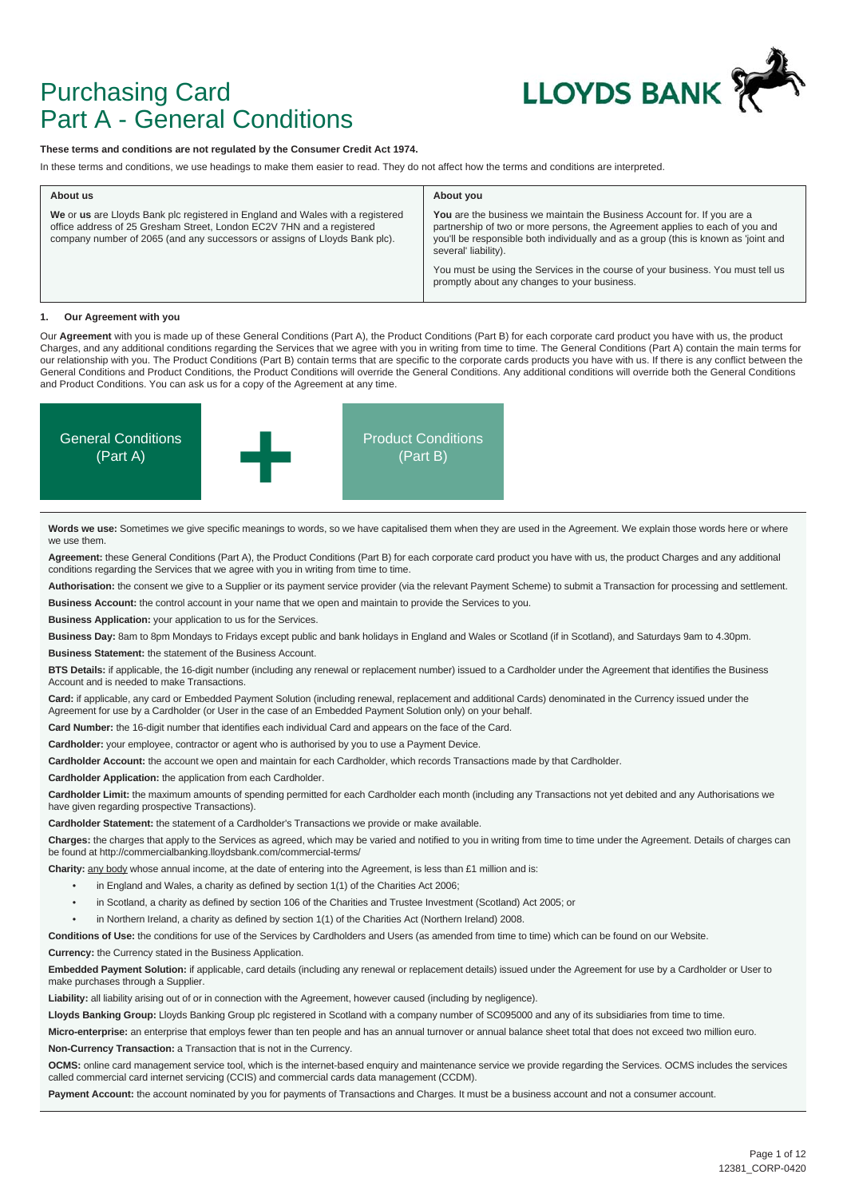# Purchasing Card
# Part A - General Conditions

LLOYDS BANK

**These terms and conditions are not regulated by the Consumer Credit Act 1974.**

In these terms and conditions, we use headings to make them easier to read. They do not affect how the terms and conditions are interpreted.

| About us | About you |
|---|---|
| **We** or **us** are Lloyds Bank plc registered in England and Wales with a registered office address of 25 Gresham Street, London EC2V 7HN and a registered company number of 2065 (and any successors or assigns of Lloyds Bank plc). | **You** are the business we maintain the Business Account for. If you are a partnership of two or more persons, the Agreement applies to each of you and you'll be responsible both individually and as a group (this is known as 'joint and several' liability).<br><br>You must be using the Services in the course of your business. You must tell us promptly about any changes to your business. |

**1. Our Agreement with you**

Our **Agreement** with you is made up of these General Conditions (Part A), the Product Conditions (Part B) for each corporate card product you have with us, the product Charges, and any additional conditions regarding the Services that we agree with you in writing from time to time. The General Conditions (Part A) contain the main terms for our relationship with you. The Product Conditions (Part B) contain terms that are specific to the corporate cards products you have with us. If there is any conflict between the General Conditions and Product Conditions, the Product Conditions will override the General Conditions. Any additional conditions will override both the General Conditions and Product Conditions. You can ask us for a copy of the Agreement at any time.

General Conditions (Part A) + Product Conditions (Part B)

**Words we use:** Sometimes we give specific meanings to words, so we have capitalised them when they are used in the Agreement. We explain those words here or where we use them.

**Agreement:** these General Conditions (Part A), the Product Conditions (Part B) for each corporate card product you have with us, the product Charges and any additional conditions regarding the Services that we agree with you in writing from time to time.

**Authorisation:** the consent we give to a Supplier or its payment service provider (via the relevant Payment Scheme) to submit a Transaction for processing and settlement.

**Business Account:** the control account in your name that we open and maintain to provide the Services to you.

**Business Application:** your application to us for the Services.

**Business Day:** 8am to 8pm Mondays to Fridays except public and bank holidays in England and Wales or Scotland (if in Scotland), and Saturdays 9am to 4.30pm.

**Business Statement:** the statement of the Business Account.

**BTS Details:** if applicable, the 16-digit number (including any renewal or replacement number) issued to a Cardholder under the Agreement that identifies the Business Account and is needed to make Transactions.

**Card:** if applicable, any card or Embedded Payment Solution (including renewal, replacement and additional Cards) denominated in the Currency issued under the Agreement for use by a Cardholder (or User in the case of an Embedded Payment Solution only) on your behalf.

**Card Number:** the 16-digit number that identifies each individual Card and appears on the face of the Card.

**Cardholder:** your employee, contractor or agent who is authorised by you to use a Payment Device.

**Cardholder Account:** the account we open and maintain for each Cardholder, which records Transactions made by that Cardholder.

**Cardholder Application:** the application from each Cardholder.

**Cardholder Limit:** the maximum amounts of spending permitted for each Cardholder each month (including any Transactions not yet debited and any Authorisations we have given regarding prospective Transactions).

**Cardholder Statement:** the statement of a Cardholder's Transactions we provide or make available.

**Charges:** the charges that apply to the Services as agreed, which may be varied and notified to you in writing from time to time under the Agreement. Details of charges can be found at http://commercialbanking.lloydsbank.com/commercial-terms/

**Charity:** any body whose annual income, at the date of entering into the Agreement, is less than £1 million and is:

- in England and Wales, a charity as defined by section 1(1) of the Charities Act 2006;
- in Scotland, a charity as defined by section 106 of the Charities and Trustee Investment (Scotland) Act 2005; or
- in Northern Ireland, a charity as defined by section 1(1) of the Charities Act (Northern Ireland) 2008.

**Conditions of Use:** the conditions for use of the Services by Cardholders and Users (as amended from time to time) which can be found on our Website.

**Currency:** the Currency stated in the Business Application.

**Embedded Payment Solution:** if applicable, card details (including any renewal or replacement details) issued under the Agreement for use by a Cardholder or User to make purchases through a Supplier.

**Liability:** all liability arising out of or in connection with the Agreement, however caused (including by negligence).

**Lloyds Banking Group:** Lloyds Banking Group plc registered in Scotland with a company number of SC095000 and any of its subsidiaries from time to time.

**Micro-enterprise:** an enterprise that employs fewer than ten people and has an annual turnover or annual balance sheet total that does not exceed two million euro.

**Non-Currency Transaction:** a Transaction that is not in the Currency.

**OCMS:** online card management service tool, which is the internet-based enquiry and maintenance service we provide regarding the Services. OCMS includes the services called commercial card internet servicing (CCIS) and commercial cards data management (CCDM).

**Payment Account:** the account nominated by you for payments of Transactions and Charges. It must be a business account and not a consumer account.

12381_CORP-0420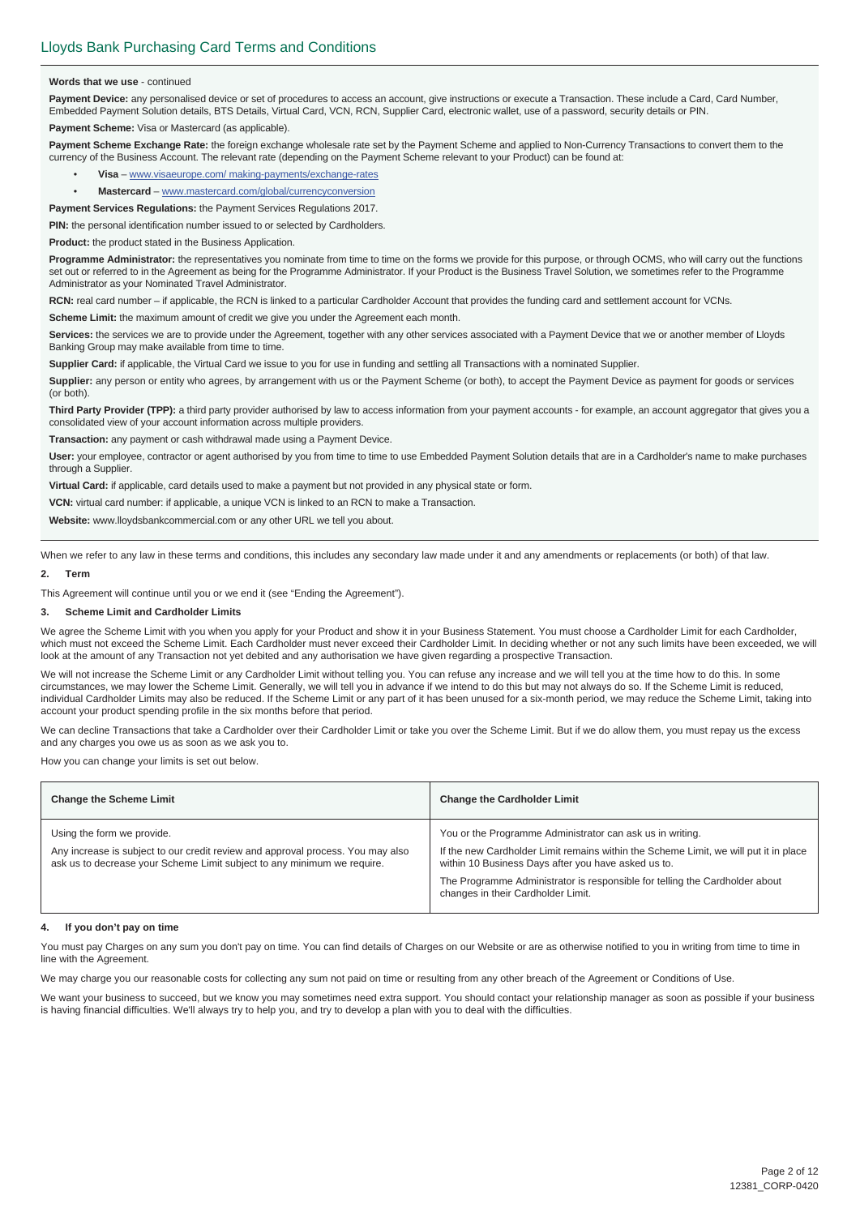**Words that we use** - continued

**Payment Device:** any personalised device or set of procedures to access an account, give instructions or execute a Transaction. These include a Card, Card Number, Embedded Payment Solution details, BTS Details, Virtual Card, VCN, RCN, Supplier Card, electronic wallet, use of a password, security details or PIN.

**Payment Scheme:** Visa or Mastercard (as applicable).

**Payment Scheme Exchange Rate:** the foreign exchange wholesale rate set by the Payment Scheme and applied to Non-Currency Transactions to convert them to the currency of the Business Account. The relevant rate (depending on the Payment Scheme relevant to your Product) can be found at:

- **Visa** – www.visaeurope.com/ making-payments/exchange-rates
- **Mastercard** – www.mastercard.com/global/currencyconversion

**Payment Services Regulations:** the Payment Services Regulations 2017.

**PIN:** the personal identification number issued to or selected by Cardholders.

**Product:** the product stated in the Business Application.

**Programme Administrator:** the representatives you nominate from time to time on the forms we provide for this purpose, or through OCMS, who will carry out the functions set out or referred to in the Agreement as being for the Programme Administrator. If your Product is the Business Travel Solution, we sometimes refer to the Programme Administrator as your Nominated Travel Administrator.

**RCN:** real card number – if applicable, the RCN is linked to a particular Cardholder Account that provides the funding card and settlement account for VCNs.

**Scheme Limit:** the maximum amount of credit we give you under the Agreement each month.

**Services:** the services we are to provide under the Agreement, together with any other services associated with a Payment Device that we or another member of Lloyds Banking Group may make available from time to time.

**Supplier Card:** if applicable, the Virtual Card we issue to you for use in funding and settling all Transactions with a nominated Supplier.

**Supplier:** any person or entity who agrees, by arrangement with us or the Payment Scheme (or both), to accept the Payment Device as payment for goods or services (or both).

**Third Party Provider (TPP):** a third party provider authorised by law to access information from your payment accounts - for example, an account aggregator that gives you a consolidated view of your account information across multiple providers.

**Transaction:** any payment or cash withdrawal made using a Payment Device.

**User:** your employee, contractor or agent authorised by you from time to time to use Embedded Payment Solution details that are in a Cardholder's name to make purchases through a Supplier.

**Virtual Card:** if applicable, card details used to make a payment but not provided in any physical state or form.

**VCN:** virtual card number: if applicable, a unique VCN is linked to an RCN to make a Transaction.

**Website:** www.lloydsbankcommercial.com or any other URL we tell you about.

When we refer to any law in these terms and conditions, this includes any secondary law made under it and any amendments or replacements (or both) of that law.

## 2. Term

This Agreement will continue until you or we end it (see "Ending the Agreement").

## 3. Scheme Limit and Cardholder Limits

We agree the Scheme Limit with you when you apply for your Product and show it in your Business Statement. You must choose a Cardholder Limit for each Cardholder, which must not exceed the Scheme Limit. Each Cardholder must never exceed their Cardholder Limit. In deciding whether or not any such limits have been exceeded, we will look at the amount of any Transaction not yet debited and any authorisation we have given regarding a prospective Transaction.

We will not increase the Scheme Limit or any Cardholder Limit without telling you. You can refuse any increase and we will tell you at the time how to do this. In some circumstances, we may lower the Scheme Limit. Generally, we will tell you in advance if we intend to do this but may not always do so. If the Scheme Limit is reduced, individual Cardholder Limits may also be reduced. If the Scheme Limit or any part of it has been unused for a six-month period, we may reduce the Scheme Limit, taking into account your product spending profile in the six months before that period.

We can decline Transactions that take a Cardholder over their Cardholder Limit or take you over the Scheme Limit. But if we do allow them, you must repay us the excess and any charges you owe us as soon as we ask you to.

How you can change your limits is set out below.

| Change the Scheme Limit | Change the Cardholder Limit |
|---|---|
| Using the form we provide.<br><br>Any increase is subject to our credit review and approval process. You may also ask us to decrease your Scheme Limit subject to any minimum we require. | You or the Programme Administrator can ask us in writing.<br><br>If the new Cardholder Limit remains within the Scheme Limit, we will put it in place within 10 Business Days after you have asked us to.<br><br>The Programme Administrator is responsible for telling the Cardholder about changes in their Cardholder Limit. |

## 4. If you don't pay on time

You must pay Charges on any sum you don't pay on time. You can find details of Charges on our Website or are as otherwise notified to you in writing from time to time in line with the Agreement.

We may charge you our reasonable costs for collecting any sum not paid on time or resulting from any other breach of the Agreement or Conditions of Use.

We want your business to succeed, but we know you may sometimes need extra support. You should contact your relationship manager as soon as possible if your business is having financial difficulties. We'll always try to help you, and try to develop a plan with you to deal with the difficulties.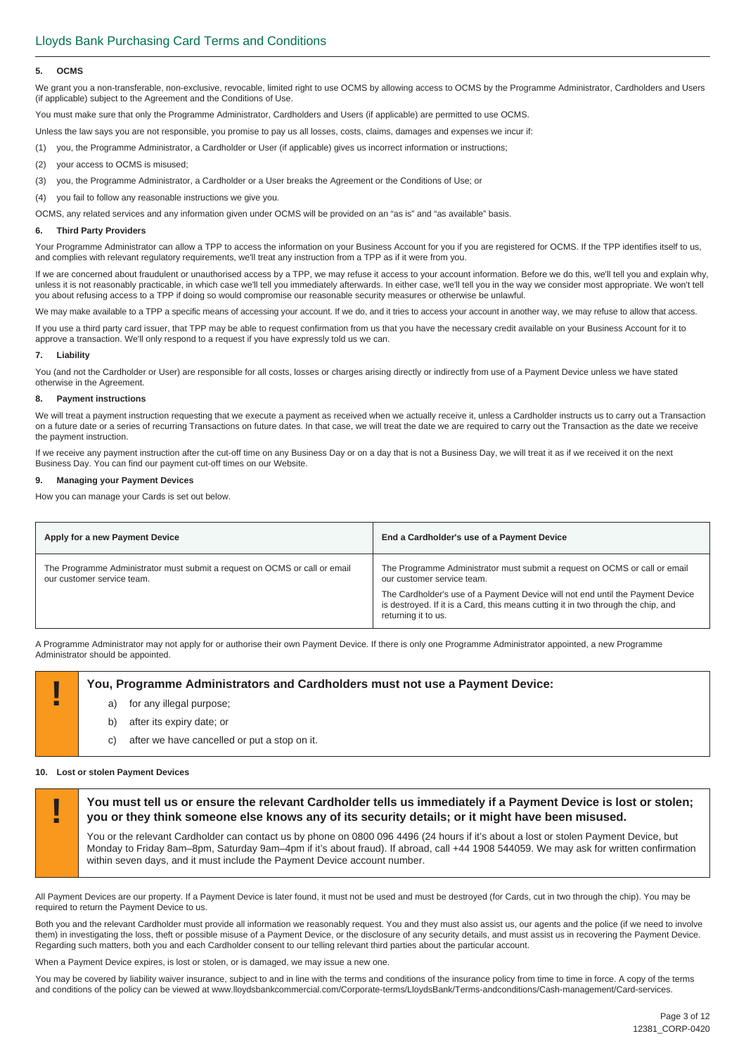### 5. OCMS

We grant you a non-transferable, non-exclusive, revocable, limited right to use OCMS by allowing access to OCMS by the Programme Administrator, Cardholders and Users (if applicable) subject to the Agreement and the Conditions of Use.

You must make sure that only the Programme Administrator, Cardholders and Users (if applicable) are permitted to use OCMS.

Unless the law says you are not responsible, you promise to pay us all losses, costs, claims, damages and expenses we incur if:

(1) you, the Programme Administrator, a Cardholder or User (if applicable) gives us incorrect information or instructions;

(2) your access to OCMS is misused;

(3) you, the Programme Administrator, a Cardholder or a User breaks the Agreement or the Conditions of Use; or

(4) you fail to follow any reasonable instructions we give you.

OCMS, any related services and any information given under OCMS will be provided on an "as is" and "as available" basis.

### 6. Third Party Providers

Your Programme Administrator can allow a TPP to access the information on your Business Account for you if you are registered for OCMS. If the TPP identifies itself to us, and complies with relevant regulatory requirements, we'll treat any instruction from a TPP as if it were from you.

If we are concerned about fraudulent or unauthorised access by a TPP, we may refuse it access to your account information. Before we do this, we'll tell you and explain why, unless it is not reasonably practicable, in which case we'll tell you immediately afterwards. In either case, we'll tell you in the way we consider most appropriate. We won't tell you about refusing access to a TPP if doing so would compromise our reasonable security measures or otherwise be unlawful.

We may make available to a TPP a specific means of accessing your account. If we do, and it tries to access your account in another way, we may refuse to allow that access.

If you use a third party card issuer, that TPP may be able to request confirmation from us that you have the necessary credit available on your Business Account for it to approve a transaction. We'll only respond to a request if you have expressly told us we can.

### 7. Liability

You (and not the Cardholder or User) are responsible for all costs, losses or charges arising directly or indirectly from use of a Payment Device unless we have stated otherwise in the Agreement.

### 8. Payment instructions

We will treat a payment instruction requesting that we execute a payment as received when we actually receive it, unless a Cardholder instructs us to carry out a Transaction on a future date or a series of recurring Transactions on future dates. In that case, we will treat the date we are required to carry out the Transaction as the date we receive the payment instruction.

If we receive any payment instruction after the cut-off time on any Business Day or on a day that is not a Business Day, we will treat it as if we received it on the next Business Day. You can find our payment cut-off times on our Website.

### 9. Managing your Payment Devices

How you can manage your Cards is set out below.

| Apply for a new Payment Device | End a Cardholder's use of a Payment Device |
|---|---|
| The Programme Administrator must submit a request on OCMS or call or email our customer service team. | The Programme Administrator must submit a request on OCMS or call or email our customer service team.<br><br>The Cardholder's use of a Payment Device will not end until the Payment Device is destroyed. If it is a Card, this means cutting it in two through the chip, and returning it to us. |

A Programme Administrator may not apply for or authorise their own Payment Device. If there is only one Programme Administrator appointed, a new Programme Administrator should be appointed.

**You, Programme Administrators and Cardholders must not use a Payment Device:**

a) for any illegal purpose;

b) after its expiry date; or

c) after we have cancelled or put a stop on it.

### 10. Lost or stolen Payment Devices

**You must tell us or ensure the relevant Cardholder tells us immediately if a Payment Device is lost or stolen; you or they think someone else knows any of its security details; or it might have been misused.**

You or the relevant Cardholder can contact us by phone on 0800 096 4496 (24 hours if it's about a lost or stolen Payment Device, but Monday to Friday 8am–8pm, Saturday 9am–4pm if it's about fraud). If abroad, call +44 1908 544059. We may ask for written confirmation within seven days, and it must include the Payment Device account number.

All Payment Devices are our property. If a Payment Device is later found, it must not be used and must be destroyed (for Cards, cut in two through the chip). You may be required to return the Payment Device to us.

Both you and the relevant Cardholder must provide all information we reasonably request. You and they must also assist us, our agents and the police (if we need to involve them) in investigating the loss, theft or possible misuse of a Payment Device, or the disclosure of any security details, and must assist us in recovering the Payment Device. Regarding such matters, both you and each Cardholder consent to our telling relevant third parties about the particular account.

When a Payment Device expires, is lost or stolen, or is damaged, we may issue a new one.

You may be covered by liability waiver insurance, subject to and in line with the terms and conditions of the insurance policy from time to time in force. A copy of the terms and conditions of the policy can be viewed at www.lloydsbankcommercial.com/Corporate-terms/LloydsBank/Terms-andconditions/Cash-management/Card-services.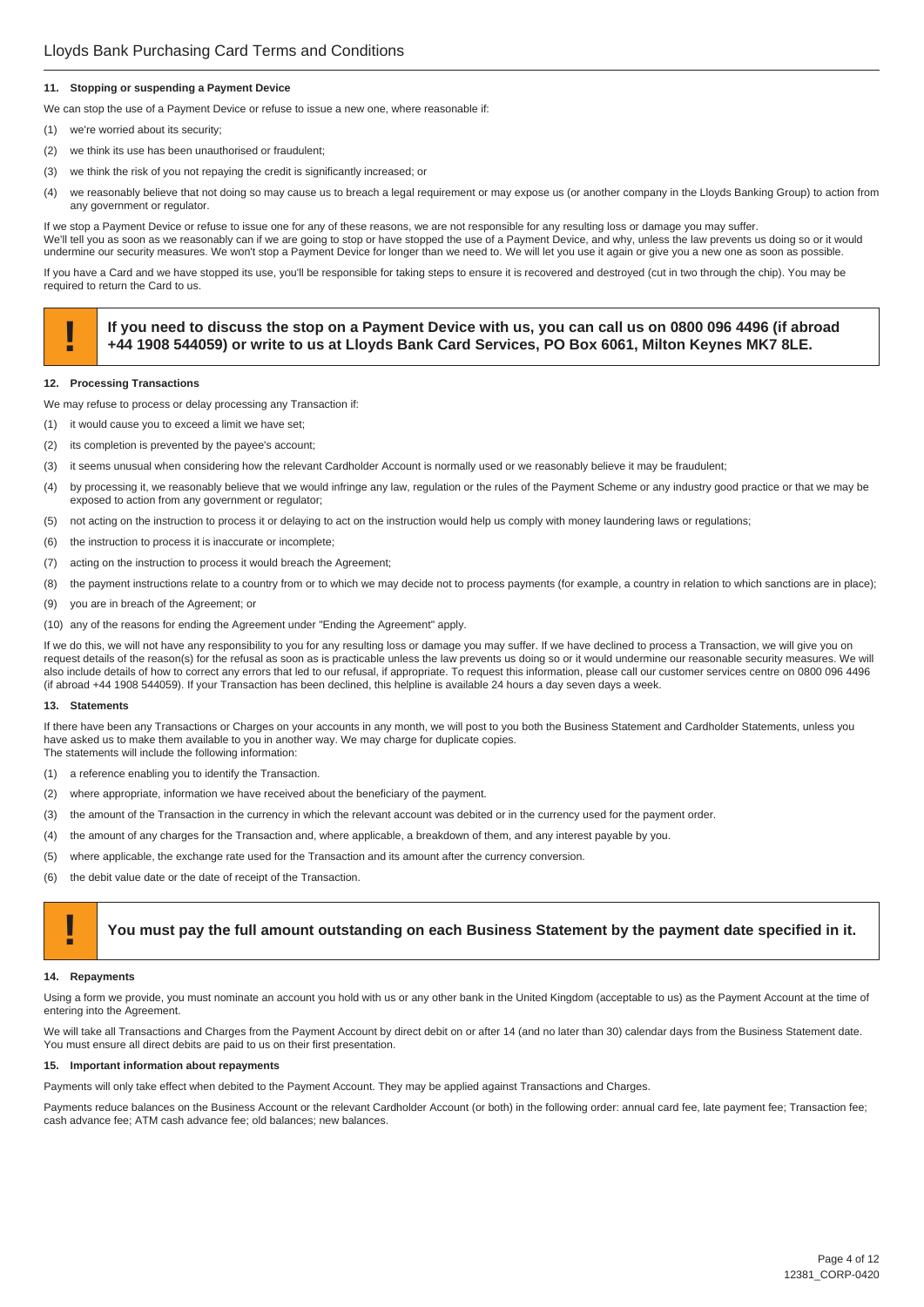#### 11. Stopping or suspending a Payment Device

We can stop the use of a Payment Device or refuse to issue a new one, where reasonable if:

(1) we're worried about its security;

(2) we think its use has been unauthorised or fraudulent;

(3) we think the risk of you not repaying the credit is significantly increased; or

(4) we reasonably believe that not doing so may cause us to breach a legal requirement or may expose us (or another company in the Lloyds Banking Group) to action from any government or regulator.

If we stop a Payment Device or refuse to issue one for any of these reasons, we are not responsible for any resulting loss or damage you may suffer.
We'll tell you as soon as we reasonably can if we are going to stop or have stopped the use of a Payment Device, and why, unless the law prevents us doing so or it would undermine our security measures. We won't stop a Payment Device for longer than we need to. We will let you use it again or give you a new one as soon as possible.

If you have a Card and we have stopped its use, you'll be responsible for taking steps to ensure it is recovered and destroyed (cut in two through the chip). You may be required to return the Card to us.

> **!** **If you need to discuss the stop on a Payment Device with us, you can call us on 0800 096 4496 (if abroad +44 1908 544059) or write to us at Lloyds Bank Card Services, PO Box 6061, Milton Keynes MK7 8LE.**

#### 12. Processing Transactions

We may refuse to process or delay processing any Transaction if:

(1) it would cause you to exceed a limit we have set;

(2) its completion is prevented by the payee's account;

(3) it seems unusual when considering how the relevant Cardholder Account is normally used or we reasonably believe it may be fraudulent;

(4) by processing it, we reasonably believe that we would infringe any law, regulation or the rules of the Payment Scheme or any industry good practice or that we may be exposed to action from any government or regulator;

(5) not acting on the instruction to process it or delaying to act on the instruction would help us comply with money laundering laws or regulations;

(6) the instruction to process it is inaccurate or incomplete;

(7) acting on the instruction to process it would breach the Agreement;

(8) the payment instructions relate to a country from or to which we may decide not to process payments (for example, a country in relation to which sanctions are in place);

(9) you are in breach of the Agreement; or

(10) any of the reasons for ending the Agreement under "Ending the Agreement" apply.

If we do this, we will not have any responsibility to you for any resulting loss or damage you may suffer. If we have declined to process a Transaction, we will give you on request details of the reason(s) for the refusal as soon as is practicable unless the law prevents us doing so or it would undermine our reasonable security measures. We will also include details of how to correct any errors that led to our refusal, if appropriate. To request this information, please call our customer services centre on 0800 096 4496 (if abroad +44 1908 544059). If your Transaction has been declined, this helpline is available 24 hours a day seven days a week.

#### 13. Statements

If there have been any Transactions or Charges on your accounts in any month, we will post to you both the Business Statement and Cardholder Statements, unless you have asked us to make them available to you in another way. We may charge for duplicate copies.
The statements will include the following information:

(1) a reference enabling you to identify the Transaction.

(2) where appropriate, information we have received about the beneficiary of the payment.

(3) the amount of the Transaction in the currency in which the relevant account was debited or in the currency used for the payment order.

(4) the amount of any charges for the Transaction and, where applicable, a breakdown of them, and any interest payable by you.

(5) where applicable, the exchange rate used for the Transaction and its amount after the currency conversion.

(6) the debit value date or the date of receipt of the Transaction.

> **!** **You must pay the full amount outstanding on each Business Statement by the payment date specified in it.**

#### 14. Repayments

Using a form we provide, you must nominate an account you hold with us or any other bank in the United Kingdom (acceptable to us) as the Payment Account at the time of entering into the Agreement.

We will take all Transactions and Charges from the Payment Account by direct debit on or after 14 (and no later than 30) calendar days from the Business Statement date. You must ensure all direct debits are paid to us on their first presentation.

#### 15. Important information about repayments

Payments will only take effect when debited to the Payment Account. They may be applied against Transactions and Charges.

Payments reduce balances on the Business Account or the relevant Cardholder Account (or both) in the following order: annual card fee, late payment fee; Transaction fee; cash advance fee; ATM cash advance fee; old balances; new balances.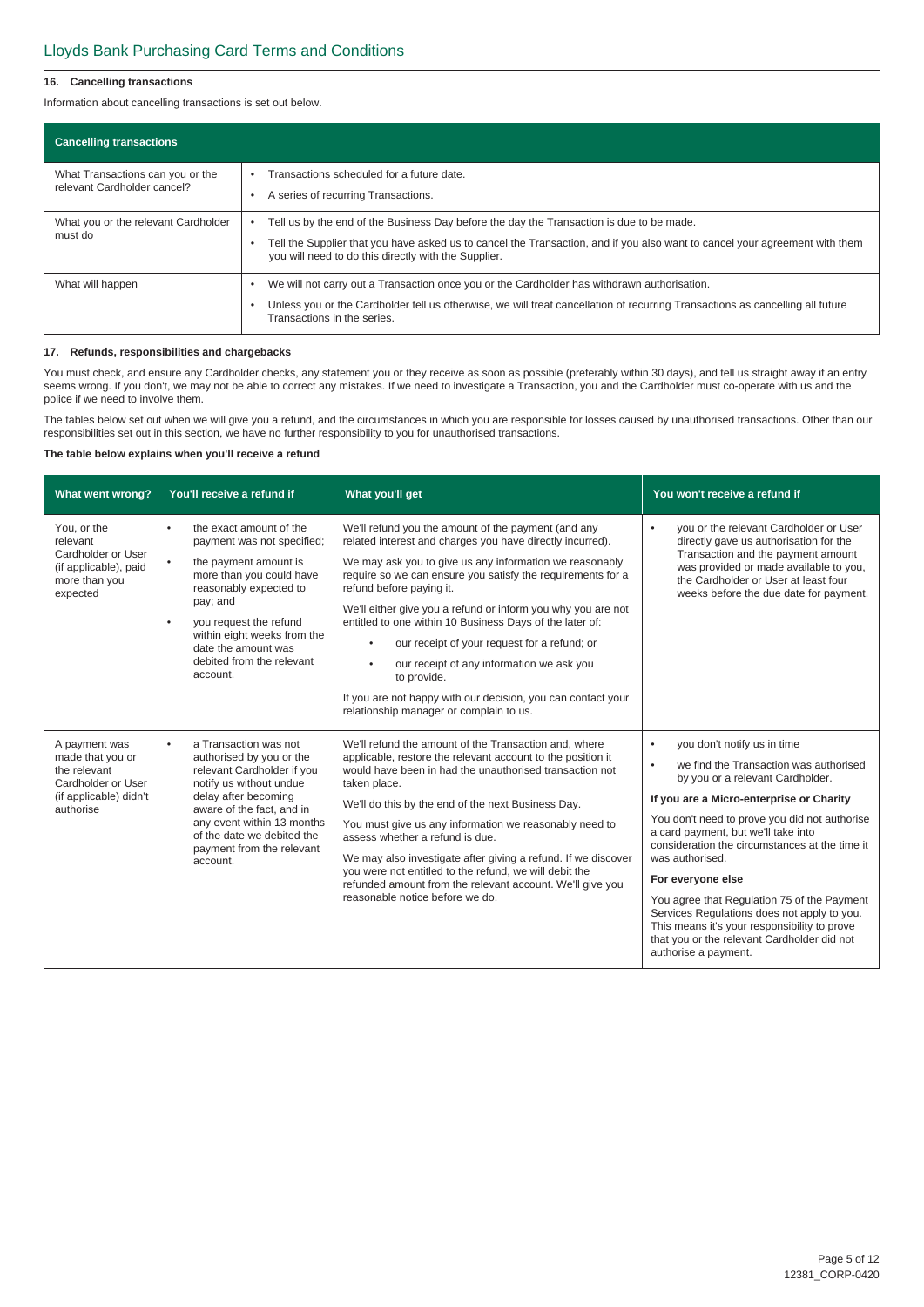### 16. Cancelling transactions

Information about cancelling transactions is set out below.

| Cancelling transactions | |
|---|---|
| What Transactions can you or the relevant Cardholder cancel? | • Transactions scheduled for a future date.<br>• A series of recurring Transactions. |
| What you or the relevant Cardholder must do | • Tell us by the end of the Business Day before the day the Transaction is due to be made.<br>• Tell the Supplier that you have asked us to cancel the Transaction, and if you also want to cancel your agreement with them you will need to do this directly with the Supplier. |
| What will happen | • We will not carry out a Transaction once you or the Cardholder has withdrawn authorisation.<br>• Unless you or the Cardholder tell us otherwise, we will treat cancellation of recurring Transactions as cancelling all future Transactions in the series. |

### 17. Refunds, responsibilities and chargebacks

You must check, and ensure any Cardholder checks, any statement you or they receive as soon as possible (preferably within 30 days), and tell us straight away if an entry seems wrong. If you don't, we may not be able to correct any mistakes. If we need to investigate a Transaction, you and the Cardholder must co-operate with us and the police if we need to involve them.

The tables below set out when we will give you a refund, and the circumstances in which you are responsible for losses caused by unauthorised transactions. Other than our responsibilities set out in this section, we have no further responsibility to you for unauthorised transactions.

**The table below explains when you'll receive a refund**

| What went wrong? | You'll receive a refund if | What you'll get | You won't receive a refund if |
|---|---|---|---|
| You, or the relevant Cardholder or User (if applicable), paid more than you expected | • the exact amount of the payment was not specified;<br>• the payment amount is more than you could have reasonably expected to pay; and<br>• you request the refund within eight weeks from the date the amount was debited from the relevant account. | We'll refund you the amount of the payment (and any related interest and charges you have directly incurred).<br>We may ask you to give us any information we reasonably require so we can ensure you satisfy the requirements for a refund before paying it.<br>We'll either give you a refund or inform you why you are not entitled to one within 10 Business Days of the later of:<br>• our receipt of your request for a refund; or<br>• our receipt of any information we ask you to provide.<br>If you are not happy with our decision, you can contact your relationship manager or complain to us. | • you or the relevant Cardholder or User directly gave us authorisation for the Transaction and the payment amount was provided or made available to you, the Cardholder or User at least four weeks before the due date for payment. |
| A payment was made that you or the relevant Cardholder or User (if applicable) didn't authorise | • a Transaction was not authorised by you or the relevant Cardholder if you notify us without undue delay after becoming aware of the fact, and in any event within 13 months of the date we debited the payment from the relevant account. | We'll refund the amount of the Transaction and, where applicable, restore the relevant account to the position it would have been in had the unauthorised transaction not taken place.<br>We'll do this by the end of the next Business Day.<br>You must give us any information we reasonably need to assess whether a refund is due.<br>We may also investigate after giving a refund. If we discover you were not entitled to the refund, we will debit the refunded amount from the relevant account. We'll give you reasonable notice before we do. | • you don't notify us in time<br>• we find the Transaction was authorised by you or a relevant Cardholder.<br>**If you are a Micro-enterprise or Charity**<br>You don't need to prove you did not authorise a card payment, but we'll take into consideration the circumstances at the time it was authorised.<br>**For everyone else**<br>You agree that Regulation 75 of the Payment Services Regulations does not apply to you. This means it's your responsibility to prove that you or the relevant Cardholder did not authorise a payment. |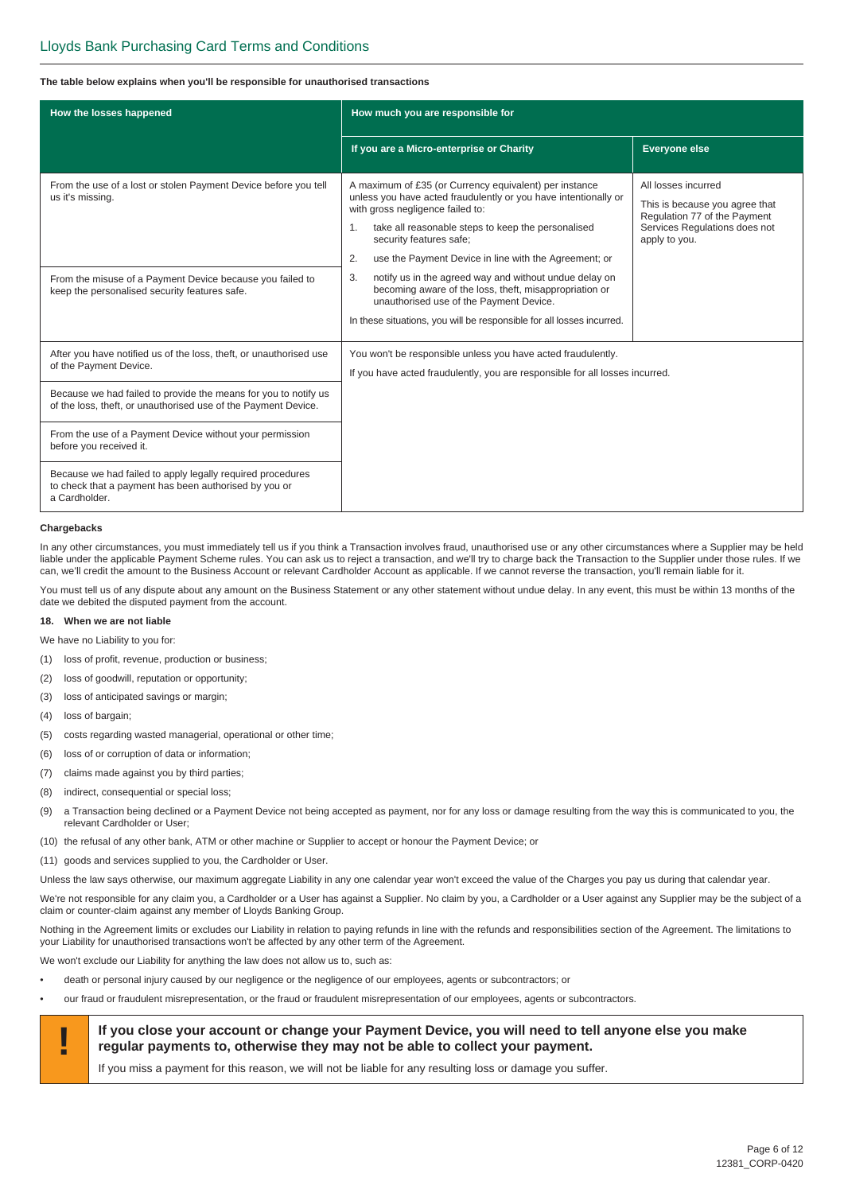**The table below explains when you'll be responsible for unauthorised transactions**

| How the losses happened | How much you are responsible for | |
|---|---|---|
| | **If you are a Micro-enterprise or Charity** | **Everyone else** |
| From the use of a lost or stolen Payment Device before you tell us it's missing.<br><br>From the misuse of a Payment Device because you failed to keep the personalised security features safe. | A maximum of £35 (or Currency equivalent) per instance unless you have acted fraudulently or you have intentionally or with gross negligence failed to:<br>1. take all reasonable steps to keep the personalised security features safe;<br>2. use the Payment Device in line with the Agreement; or<br>3. notify us in the agreed way and without undue delay on becoming aware of the loss, theft, misappropriation or unauthorised use of the Payment Device.<br>In these situations, you will be responsible for all losses incurred. | All losses incurred<br>This is because you agree that Regulation 77 of the Payment Services Regulations does not apply to you. |
| After you have notified us of the loss, theft, or unauthorised use of the Payment Device.<br><br>Because we had failed to provide the means for you to notify us of the loss, theft, or unauthorised use of the Payment Device.<br><br>From the use of a Payment Device without your permission before you received it.<br><br>Because we had failed to apply legally required procedures to check that a payment has been authorised by you or a Cardholder. | You won't be responsible unless you have acted fraudulently.<br>If you have acted fraudulently, you are responsible for all losses incurred. | |

**Chargebacks**

In any other circumstances, you must immediately tell us if you think a Transaction involves fraud, unauthorised use or any other circumstances where a Supplier may be held liable under the applicable Payment Scheme rules. You can ask us to reject a transaction, and we'll try to charge back the Transaction to the Supplier under those rules. If we can, we'll credit the amount to the Business Account or relevant Cardholder Account as applicable. If we cannot reverse the transaction, you'll remain liable for it.

You must tell us of any dispute about any amount on the Business Statement or any other statement without undue delay. In any event, this must be within 13 months of the date we debited the disputed payment from the account.

**18. When we are not liable**

We have no Liability to you for:

(1) loss of profit, revenue, production or business;

(2) loss of goodwill, reputation or opportunity;

(3) loss of anticipated savings or margin;

(4) loss of bargain;

(5) costs regarding wasted managerial, operational or other time;

(6) loss of or corruption of data or information;

(7) claims made against you by third parties;

(8) indirect, consequential or special loss;

(9) a Transaction being declined or a Payment Device not being accepted as payment, nor for any loss or damage resulting from the way this is communicated to you, the relevant Cardholder or User;

(10) the refusal of any other bank, ATM or other machine or Supplier to accept or honour the Payment Device; or

(11) goods and services supplied to you, the Cardholder or User.

Unless the law says otherwise, our maximum aggregate Liability in any one calendar year won't exceed the value of the Charges you pay us during that calendar year.

We're not responsible for any claim you, a Cardholder or a User has against a Supplier. No claim by you, a Cardholder or a User against any Supplier may be the subject of a claim or counter-claim against any member of Lloyds Banking Group.

Nothing in the Agreement limits or excludes our Liability in relation to paying refunds in line with the refunds and responsibilities section of the Agreement. The limitations to your Liability for unauthorised transactions won't be affected by any other term of the Agreement.

We won't exclude our Liability for anything the law does not allow us to, such as:

- death or personal injury caused by our negligence or the negligence of our employees, agents or subcontractors; or
- our fraud or fraudulent misrepresentation, or the fraud or fraudulent misrepresentation of our employees, agents or subcontractors.

**! If you close your account or change your Payment Device, you will need to tell anyone else you make regular payments to, otherwise they may not be able to collect your payment.**

If you miss a payment for this reason, we will not be liable for any resulting loss or damage you suffer.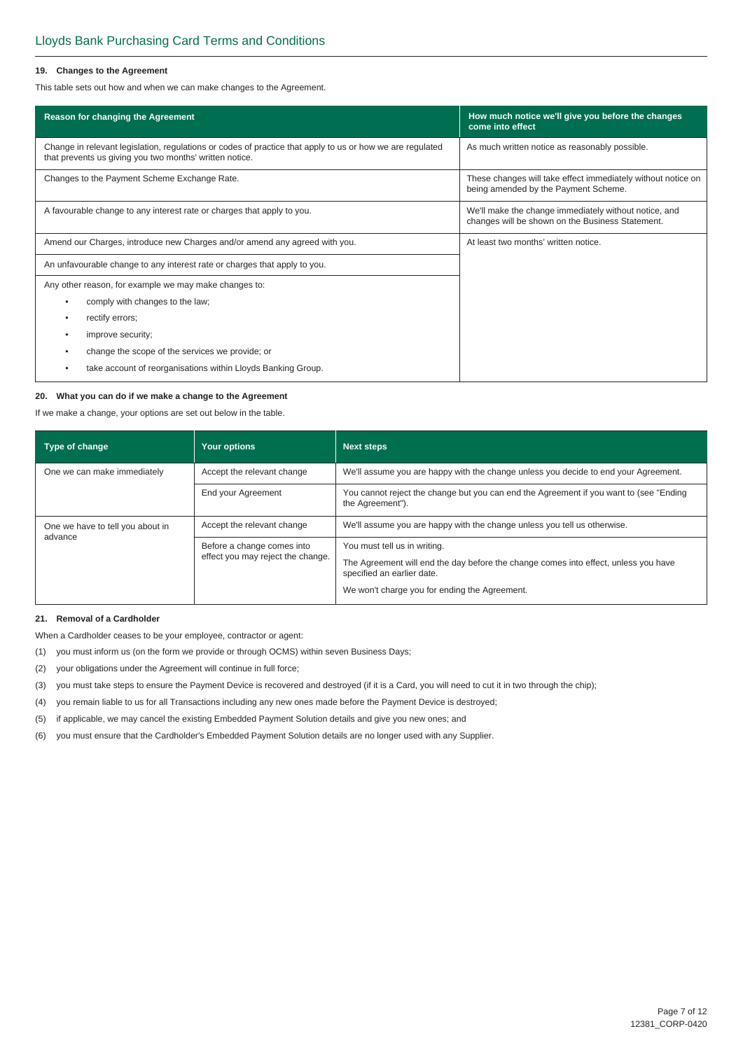### 19. Changes to the Agreement

This table sets out how and when we can make changes to the Agreement.

| Reason for changing the Agreement | How much notice we'll give you before the changes come into effect |
|---|---|
| Change in relevant legislation, regulations or codes of practice that apply to us or how we are regulated that prevents us giving you two months' written notice. | As much written notice as reasonably possible. |
| Changes to the Payment Scheme Exchange Rate. | These changes will take effect immediately without notice on being amended by the Payment Scheme. |
| A favourable change to any interest rate or charges that apply to you. | We'll make the change immediately without notice, and changes will be shown on the Business Statement. |
| Amend our Charges, introduce new Charges and/or amend any agreed with you. | At least two months' written notice. |
| An unfavourable change to any interest rate or charges that apply to you. | |
| Any other reason, for example we may make changes to: <br>• comply with changes to the law; <br>• rectify errors; <br>• improve security; <br>• change the scope of the services we provide; or <br>• take account of reorganisations within Lloyds Banking Group. | |

### 20. What you can do if we make a change to the Agreement

If we make a change, your options are set out below in the table.

| Type of change | Your options | Next steps |
|---|---|---|
| One we can make immediately | Accept the relevant change | We'll assume you are happy with the change unless you decide to end your Agreement. |
| | End your Agreement | You cannot reject the change but you can end the Agreement if you want to (see "Ending the Agreement"). |
| One we have to tell you about in advance | Accept the relevant change | We'll assume you are happy with the change unless you tell us otherwise. |
| | Before a change comes into effect you may reject the change. | You must tell us in writing. <br>The Agreement will end the day before the change comes into effect, unless you have specified an earlier date. <br>We won't charge you for ending the Agreement. |

### 21. Removal of a Cardholder

When a Cardholder ceases to be your employee, contractor or agent:

(1) you must inform us (on the form we provide or through OCMS) within seven Business Days;

(2) your obligations under the Agreement will continue in full force;

(3) you must take steps to ensure the Payment Device is recovered and destroyed (if it is a Card, you will need to cut it in two through the chip);

(4) you remain liable to us for all Transactions including any new ones made before the Payment Device is destroyed;

(5) if applicable, we may cancel the existing Embedded Payment Solution details and give you new ones; and

(6) you must ensure that the Cardholder's Embedded Payment Solution details are no longer used with any Supplier.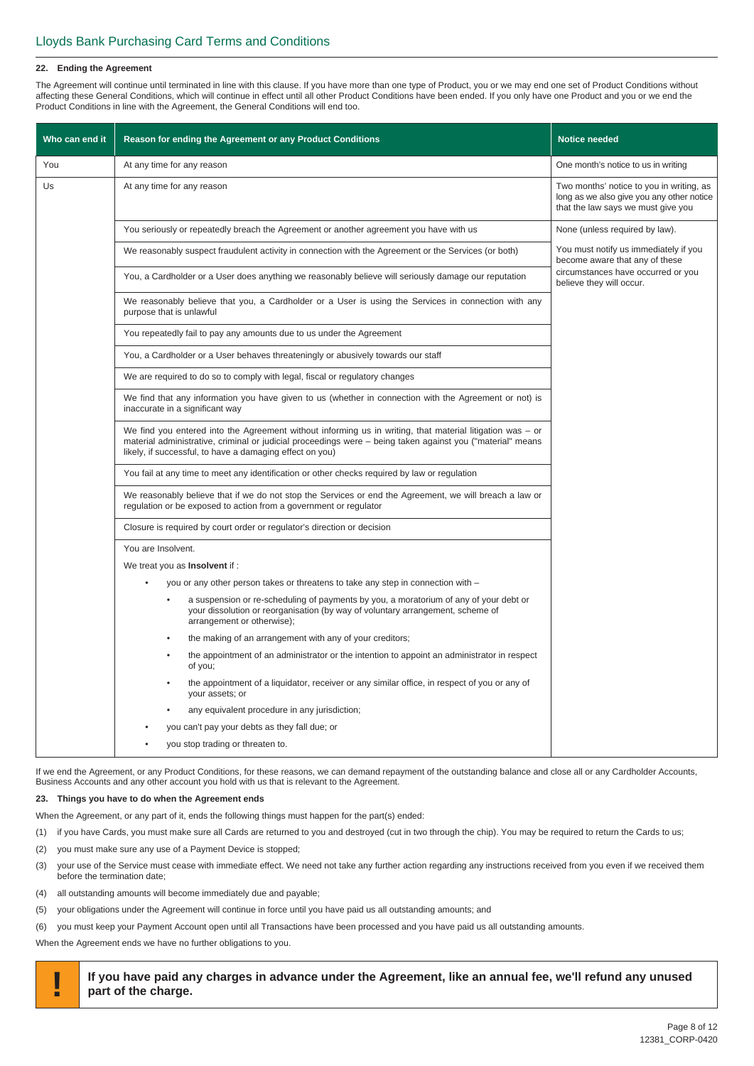## 22. Ending the Agreement

The Agreement will continue until terminated in line with this clause. If you have more than one type of Product, you or we may end one set of Product Conditions without affecting these General Conditions, which will continue in effect until all other Product Conditions have been ended. If you only have one Product and you or we end the Product Conditions in line with the Agreement, the General Conditions will end too.

| Who can end it | Reason for ending the Agreement or any Product Conditions | Notice needed |
|---|---|---|
| You | At any time for any reason | One month's notice to us in writing |
| Us | At any time for any reason | Two months' notice to you in writing, as long as we also give you any other notice that the law says we must give you |
| | You seriously or repeatedly breach the Agreement or another agreement you have with us | None (unless required by law). You must notify us immediately if you become aware that any of these circumstances have occurred or you believe they will occur. |
| | We reasonably suspect fraudulent activity in connection with the Agreement or the Services (or both) | |
| | You, a Cardholder or a User does anything we reasonably believe will seriously damage our reputation | |
| | We reasonably believe that you, a Cardholder or a User is using the Services in connection with any purpose that is unlawful | |
| | You repeatedly fail to pay any amounts due to us under the Agreement | |
| | You, a Cardholder or a User behaves threateningly or abusively towards our staff | |
| | We are required to do so to comply with legal, fiscal or regulatory changes | |
| | We find that any information you have given to us (whether in connection with the Agreement or not) is inaccurate in a significant way | |
| | We find you entered into the Agreement without informing us in writing, that material litigation was – or material administrative, criminal or judicial proceedings were – being taken against you ("material" means likely, if successful, to have a damaging effect on you) | |
| | You fail at any time to meet any identification or other checks required by law or regulation | |
| | We reasonably believe that if we do not stop the Services or end the Agreement, we will breach a law or regulation or be exposed to action from a government or regulator | |
| | Closure is required by court order or regulator's direction or decision | |
| | You are Insolvent. We treat you as **Insolvent** if : • you or any other person takes or threatens to take any step in connection with – ◦ a suspension or re-scheduling of payments by you, a moratorium of any of your debt or your dissolution or reorganisation (by way of voluntary arrangement, scheme of arrangement or otherwise); ◦ the making of an arrangement with any of your creditors; ◦ the appointment of an administrator or the intention to appoint an administrator in respect of you; ◦ the appointment of a liquidator, receiver or any similar office, in respect of you or any of your assets; or ◦ any equivalent procedure in any jurisdiction; • you can't pay your debts as they fall due; or • you stop trading or threaten to. | |

If we end the Agreement, or any Product Conditions, for these reasons, we can demand repayment of the outstanding balance and close all or any Cardholder Accounts, Business Accounts and any other account you hold with us that is relevant to the Agreement.

## 23. Things you have to do when the Agreement ends

When the Agreement, or any part of it, ends the following things must happen for the part(s) ended:

(1) if you have Cards, you must make sure all Cards are returned to you and destroyed (cut in two through the chip). You may be required to return the Cards to us;

(2) you must make sure any use of a Payment Device is stopped;

(3) your use of the Service must cease with immediate effect. We need not take any further action regarding any instructions received from you even if we received them before the termination date;

(4) all outstanding amounts will become immediately due and payable;

(5) your obligations under the Agreement will continue in force until you have paid us all outstanding amounts; and

(6) you must keep your Payment Account open until all Transactions have been processed and you have paid us all outstanding amounts.

When the Agreement ends we have no further obligations to you.

**! If you have paid any charges in advance under the Agreement, like an annual fee, we'll refund any unused part of the charge.**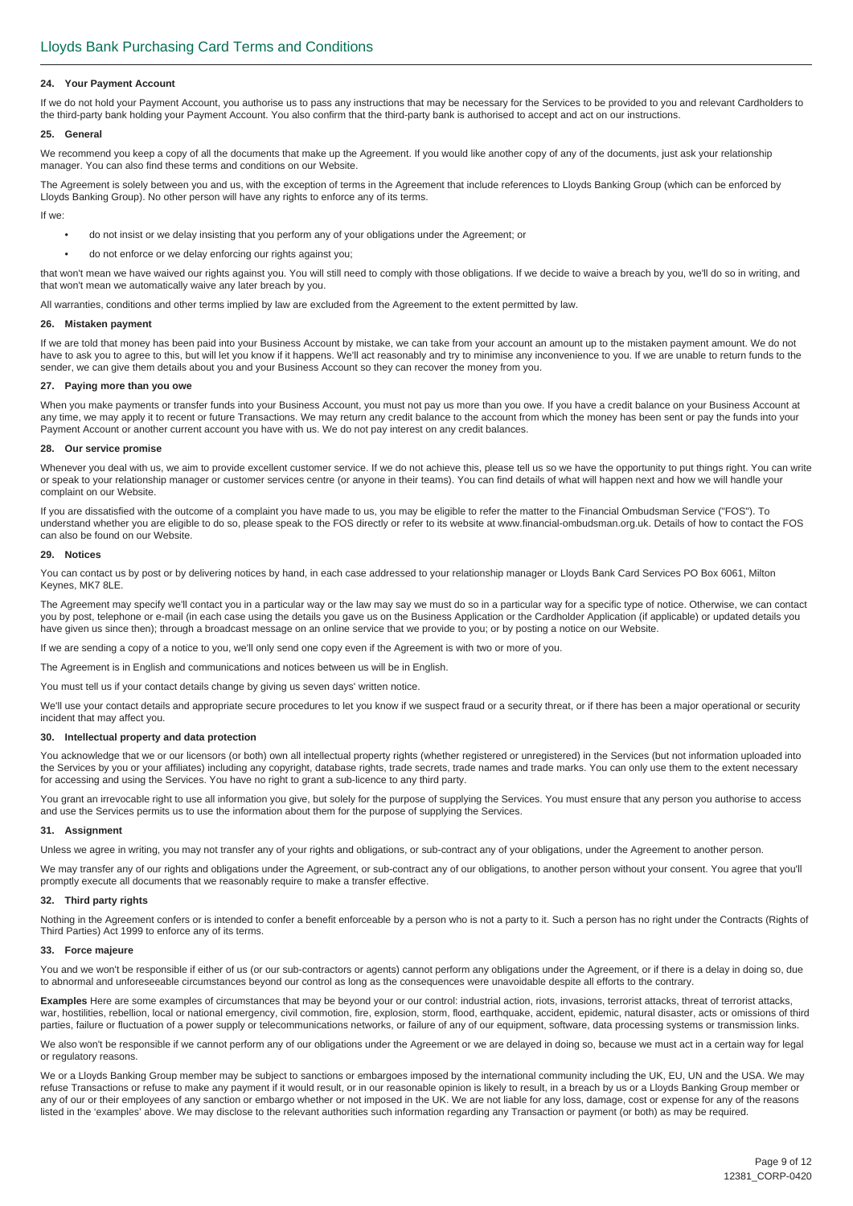### 24. Your Payment Account

If we do not hold your Payment Account, you authorise us to pass any instructions that may be necessary for the Services to be provided to you and relevant Cardholders to the third-party bank holding your Payment Account. You also confirm that the third-party bank is authorised to accept and act on our instructions.

### 25. General

We recommend you keep a copy of all the documents that make up the Agreement. If you would like another copy of any of the documents, just ask your relationship manager. You can also find these terms and conditions on our Website.

The Agreement is solely between you and us, with the exception of terms in the Agreement that include references to Lloyds Banking Group (which can be enforced by Lloyds Banking Group). No other person will have any rights to enforce any of its terms.

If we:

- do not insist or we delay insisting that you perform any of your obligations under the Agreement; or
- do not enforce or we delay enforcing our rights against you;

that won't mean we have waived our rights against you. You will still need to comply with those obligations. If we decide to waive a breach by you, we'll do so in writing, and that won't mean we automatically waive any later breach by you.

All warranties, conditions and other terms implied by law are excluded from the Agreement to the extent permitted by law.

### 26. Mistaken payment

If we are told that money has been paid into your Business Account by mistake, we can take from your account an amount up to the mistaken payment amount. We do not have to ask you to agree to this, but will let you know if it happens. We'll act reasonably and try to minimise any inconvenience to you. If we are unable to return funds to the sender, we can give them details about you and your Business Account so they can recover the money from you.

### 27. Paying more than you owe

When you make payments or transfer funds into your Business Account, you must not pay us more than you owe. If you have a credit balance on your Business Account at any time, we may apply it to recent or future Transactions. We may return any credit balance to the account from which the money has been sent or pay the funds into your Payment Account or another current account you have with us. We do not pay interest on any credit balances.

### 28. Our service promise

Whenever you deal with us, we aim to provide excellent customer service. If we do not achieve this, please tell us so we have the opportunity to put things right. You can write or speak to your relationship manager or customer services centre (or anyone in their teams). You can find details of what will happen next and how we will handle your complaint on our Website.

If you are dissatisfied with the outcome of a complaint you have made to us, you may be eligible to refer the matter to the Financial Ombudsman Service ("FOS"). To understand whether you are eligible to do so, please speak to the FOS directly or refer to its website at www.financial-ombudsman.org.uk. Details of how to contact the FOS can also be found on our Website.

### 29. Notices

You can contact us by post or by delivering notices by hand, in each case addressed to your relationship manager or Lloyds Bank Card Services PO Box 6061, Milton Keynes, MK7 8LE.

The Agreement may specify we'll contact you in a particular way or the law may say we must do so in a particular way for a specific type of notice. Otherwise, we can contact you by post, telephone or e-mail (in each case using the details you gave us on the Business Application or the Cardholder Application (if applicable) or updated details you have given us since then); through a broadcast message on an online service that we provide to you; or by posting a notice on our Website.

If we are sending a copy of a notice to you, we'll only send one copy even if the Agreement is with two or more of you.

The Agreement is in English and communications and notices between us will be in English.

You must tell us if your contact details change by giving us seven days' written notice.

We'll use your contact details and appropriate secure procedures to let you know if we suspect fraud or a security threat, or if there has been a major operational or security incident that may affect you.

### 30. Intellectual property and data protection

You acknowledge that we or our licensors (or both) own all intellectual property rights (whether registered or unregistered) in the Services (but not information uploaded into the Services by you or your affiliates) including any copyright, database rights, trade secrets, trade names and trade marks. You can only use them to the extent necessary for accessing and using the Services. You have no right to grant a sub-licence to any third party.

You grant an irrevocable right to use all information you give, but solely for the purpose of supplying the Services. You must ensure that any person you authorise to access and use the Services permits us to use the information about them for the purpose of supplying the Services.

### 31. Assignment

Unless we agree in writing, you may not transfer any of your rights and obligations, or sub-contract any of your obligations, under the Agreement to another person.

We may transfer any of our rights and obligations under the Agreement, or sub-contract any of our obligations, to another person without your consent. You agree that you'll promptly execute all documents that we reasonably require to make a transfer effective.

### 32. Third party rights

Nothing in the Agreement confers or is intended to confer a benefit enforceable by a person who is not a party to it. Such a person has no right under the Contracts (Rights of Third Parties) Act 1999 to enforce any of its terms.

### 33. Force majeure

You and we won't be responsible if either of us (or our sub-contractors or agents) cannot perform any obligations under the Agreement, or if there is a delay in doing so, due to abnormal and unforeseeable circumstances beyond our control as long as the consequences were unavoidable despite all efforts to the contrary.

**Examples** Here are some examples of circumstances that may be beyond your or our control: industrial action, riots, invasions, terrorist attacks, threat of terrorist attacks, war, hostilities, rebellion, local or national emergency, civil commotion, fire, explosion, storm, flood, earthquake, accident, epidemic, natural disaster, acts or omissions of third parties, failure or fluctuation of a power supply or telecommunications networks, or failure of any of our equipment, software, data processing systems or transmission links.

We also won't be responsible if we cannot perform any of our obligations under the Agreement or we are delayed in doing so, because we must act in a certain way for legal or regulatory reasons.

We or a Lloyds Banking Group member may be subject to sanctions or embargoes imposed by the international community including the UK, EU, UN and the USA. We may refuse Transactions or refuse to make any payment if it would result, or in our reasonable opinion is likely to result, in a breach by us or a Lloyds Banking Group member or any of our or their employees of any sanction or embargo whether or not imposed in the UK. We are not liable for any loss, damage, cost or expense for any of the reasons listed in the 'examples' above. We may disclose to the relevant authorities such information regarding any Transaction or payment (or both) as may be required.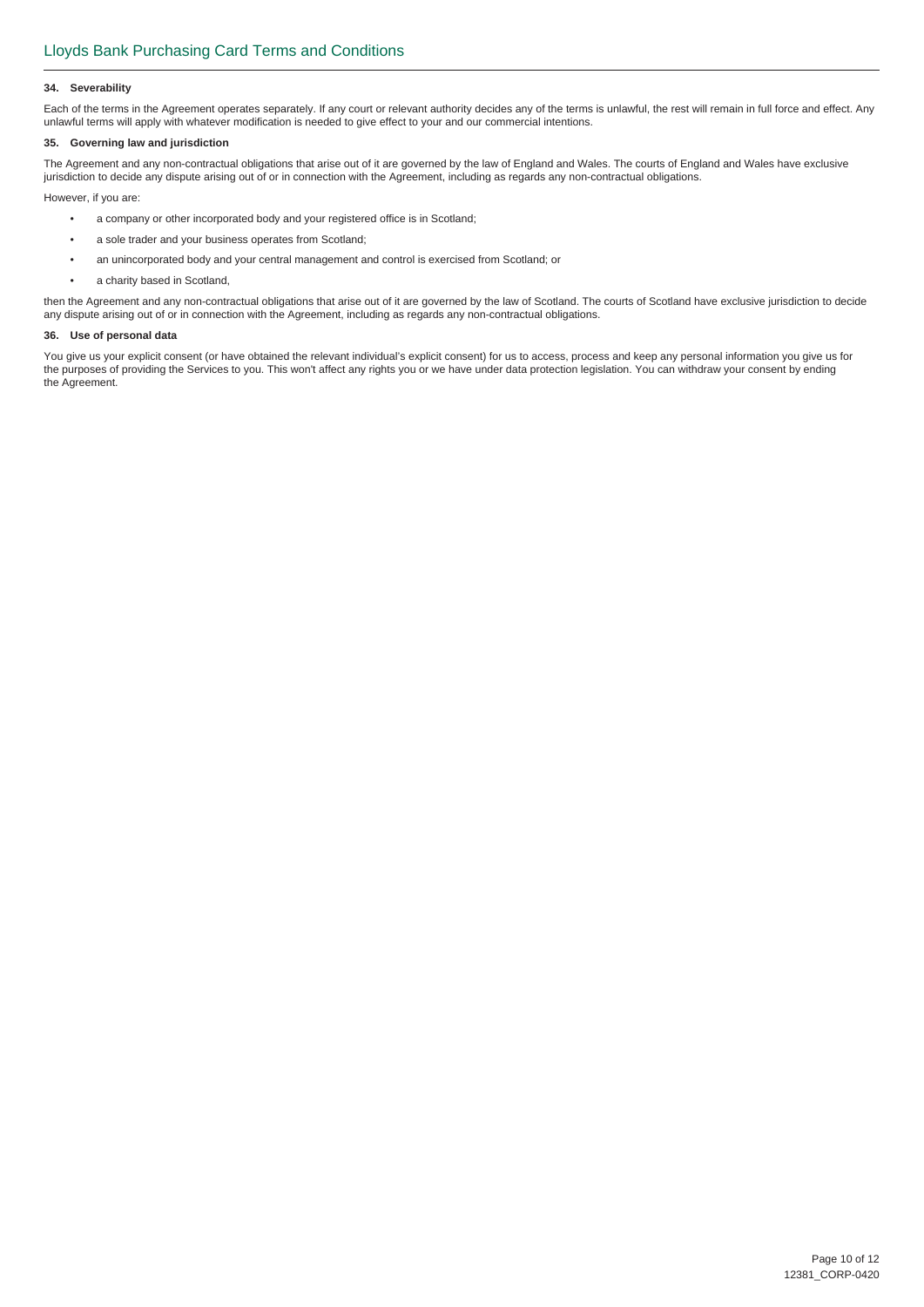### 34. Severability

Each of the terms in the Agreement operates separately. If any court or relevant authority decides any of the terms is unlawful, the rest will remain in full force and effect. Any unlawful terms will apply with whatever modification is needed to give effect to your and our commercial intentions.

### 35. Governing law and jurisdiction

The Agreement and any non-contractual obligations that arise out of it are governed by the law of England and Wales. The courts of England and Wales have exclusive jurisdiction to decide any dispute arising out of or in connection with the Agreement, including as regards any non-contractual obligations.

However, if you are:

- a company or other incorporated body and your registered office is in Scotland;
- a sole trader and your business operates from Scotland;
- an unincorporated body and your central management and control is exercised from Scotland; or
- a charity based in Scotland,

then the Agreement and any non-contractual obligations that arise out of it are governed by the law of Scotland. The courts of Scotland have exclusive jurisdiction to decide any dispute arising out of or in connection with the Agreement, including as regards any non-contractual obligations.

### 36. Use of personal data

You give us your explicit consent (or have obtained the relevant individual's explicit consent) for us to access, process and keep any personal information you give us for the purposes of providing the Services to you. This won't affect any rights you or we have under data protection legislation. You can withdraw your consent by ending the Agreement.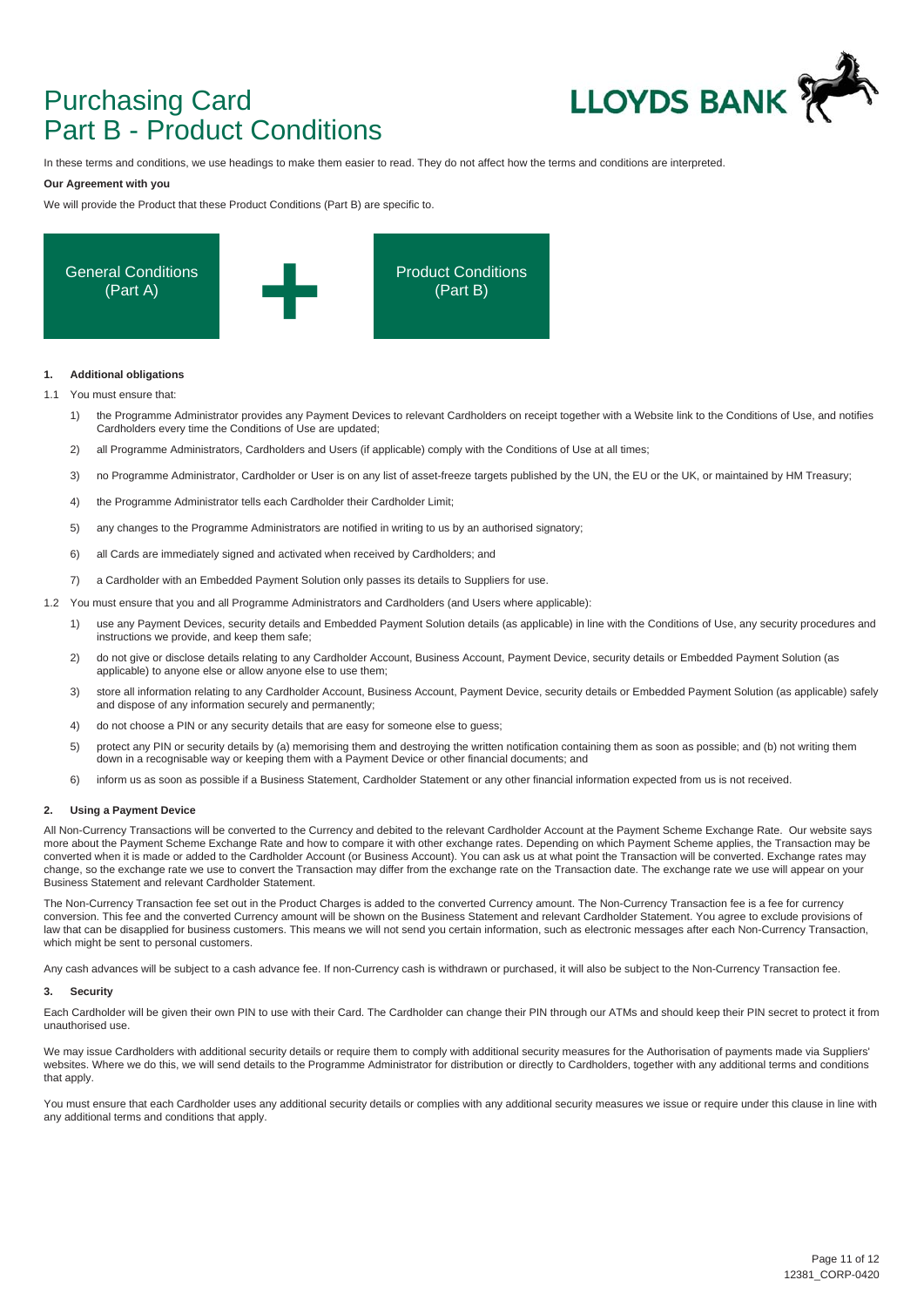# Purchasing Card
# Part B - Product Conditions

LLOYDS BANK

In these terms and conditions, we use headings to make them easier to read. They do not affect how the terms and conditions are interpreted.

**Our Agreement with you**

We will provide the Product that these Product Conditions (Part B) are specific to.

General Conditions (Part A) + Product Conditions (Part B)

**1. Additional obligations**

1.1 You must ensure that:

1) the Programme Administrator provides any Payment Devices to relevant Cardholders on receipt together with a Website link to the Conditions of Use, and notifies Cardholders every time the Conditions of Use are updated;

2) all Programme Administrators, Cardholders and Users (if applicable) comply with the Conditions of Use at all times;

3) no Programme Administrator, Cardholder or User is on any list of asset-freeze targets published by the UN, the EU or the UK, or maintained by HM Treasury;

4) the Programme Administrator tells each Cardholder their Cardholder Limit;

5) any changes to the Programme Administrators are notified in writing to us by an authorised signatory;

6) all Cards are immediately signed and activated when received by Cardholders; and

7) a Cardholder with an Embedded Payment Solution only passes its details to Suppliers for use.

1.2 You must ensure that you and all Programme Administrators and Cardholders (and Users where applicable):

1) use any Payment Devices, security details and Embedded Payment Solution details (as applicable) in line with the Conditions of Use, any security procedures and instructions we provide, and keep them safe;

2) do not give or disclose details relating to any Cardholder Account, Business Account, Payment Device, security details or Embedded Payment Solution (as applicable) to anyone else or allow anyone else to use them;

3) store all information relating to any Cardholder Account, Business Account, Payment Device, security details or Embedded Payment Solution (as applicable) safely and dispose of any information securely and permanently;

4) do not choose a PIN or any security details that are easy for someone else to guess;

5) protect any PIN or security details by (a) memorising them and destroying the written notification containing them as soon as possible; and (b) not writing them down in a recognisable way or keeping them with a Payment Device or other financial documents; and

6) inform us as soon as possible if a Business Statement, Cardholder Statement or any other financial information expected from us is not received.

**2. Using a Payment Device**

All Non-Currency Transactions will be converted to the Currency and debited to the relevant Cardholder Account at the Payment Scheme Exchange Rate. Our website says more about the Payment Scheme Exchange Rate and how to compare it with other exchange rates. Depending on which Payment Scheme applies, the Transaction may be converted when it is made or added to the Cardholder Account (or Business Account). You can ask us at what point the Transaction will be converted. Exchange rates may change, so the exchange rate we use to convert the Transaction may differ from the exchange rate on the Transaction date. The exchange rate we use will appear on your Business Statement and relevant Cardholder Statement.

The Non-Currency Transaction fee set out in the Product Charges is added to the converted Currency amount. The Non-Currency Transaction fee is a fee for currency conversion. This fee and the converted Currency amount will be shown on the Business Statement and relevant Cardholder Statement. You agree to exclude provisions of law that can be disapplied for business customers. This means we will not send you certain information, such as electronic messages after each Non-Currency Transaction, which might be sent to personal customers.

Any cash advances will be subject to a cash advance fee. If non-Currency cash is withdrawn or purchased, it will also be subject to the Non-Currency Transaction fee.

**3. Security**

Each Cardholder will be given their own PIN to use with their Card. The Cardholder can change their PIN through our ATMs and should keep their PIN secret to protect it from unauthorised use.

We may issue Cardholders with additional security details or require them to comply with additional security measures for the Authorisation of payments made via Suppliers' websites. Where we do this, we will send details to the Programme Administrator for distribution or directly to Cardholders, together with any additional terms and conditions that apply.

You must ensure that each Cardholder uses any additional security details or complies with any additional security measures we issue or require under this clause in line with any additional terms and conditions that apply.

12381_CORP-0420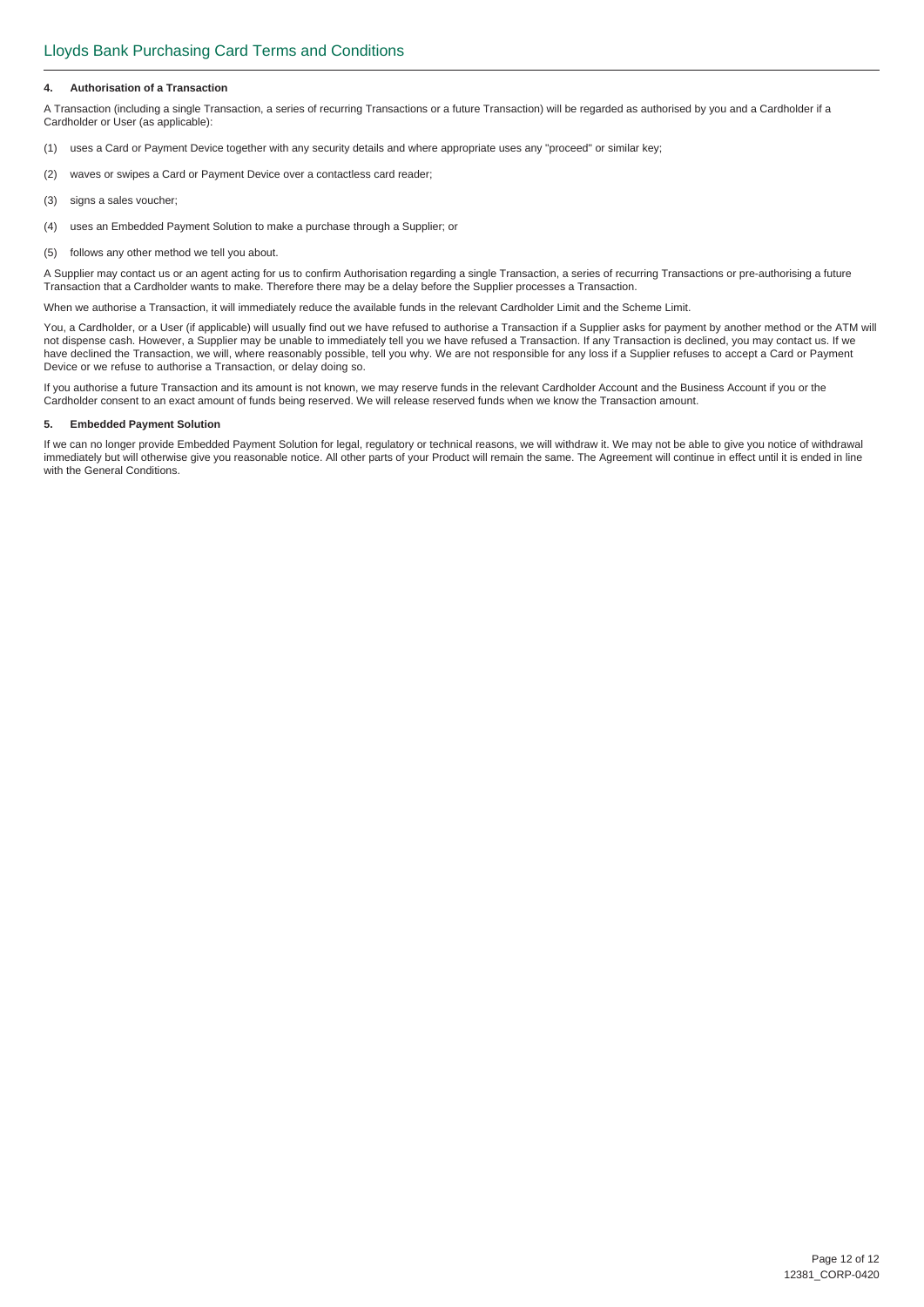#### 4. Authorisation of a Transaction

A Transaction (including a single Transaction, a series of recurring Transactions or a future Transaction) will be regarded as authorised by you and a Cardholder if a Cardholder or User (as applicable):

(1) uses a Card or Payment Device together with any security details and where appropriate uses any "proceed" or similar key;

(2) waves or swipes a Card or Payment Device over a contactless card reader;

(3) signs a sales voucher;

(4) uses an Embedded Payment Solution to make a purchase through a Supplier; or

(5) follows any other method we tell you about.

A Supplier may contact us or an agent acting for us to confirm Authorisation regarding a single Transaction, a series of recurring Transactions or pre-authorising a future Transaction that a Cardholder wants to make. Therefore there may be a delay before the Supplier processes a Transaction.

When we authorise a Transaction, it will immediately reduce the available funds in the relevant Cardholder Limit and the Scheme Limit.

You, a Cardholder, or a User (if applicable) will usually find out we have refused to authorise a Transaction if a Supplier asks for payment by another method or the ATM will not dispense cash. However, a Supplier may be unable to immediately tell you we have refused a Transaction. If any Transaction is declined, you may contact us. If we have declined the Transaction, we will, where reasonably possible, tell you why. We are not responsible for any loss if a Supplier refuses to accept a Card or Payment Device or we refuse to authorise a Transaction, or delay doing so.

If you authorise a future Transaction and its amount is not known, we may reserve funds in the relevant Cardholder Account and the Business Account if you or the Cardholder consent to an exact amount of funds being reserved. We will release reserved funds when we know the Transaction amount.

#### 5. Embedded Payment Solution

If we can no longer provide Embedded Payment Solution for legal, regulatory or technical reasons, we will withdraw it. We may not be able to give you notice of withdrawal immediately but will otherwise give you reasonable notice. All other parts of your Product will remain the same. The Agreement will continue in effect until it is ended in line with the General Conditions.

12381_CORP-0420